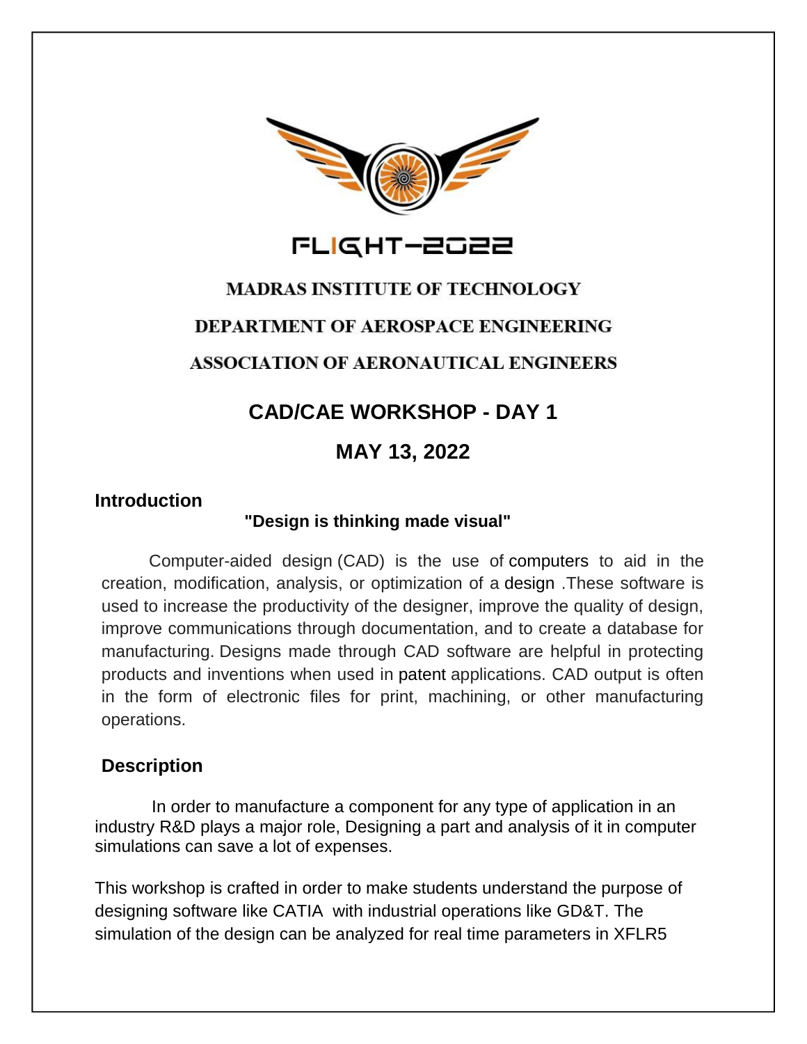FLIGHT-2022

**MADRAS INSTITUTE OF TECHNOLOGY**

**DEPARTMENT OF AEROSPACE ENGINEERING**

**ASSOCIATION OF AERONAUTICAL ENGINEERS**

# CAD/CAE WORKSHOP - DAY 1

## MAY 13, 2022

### Introduction

**"Design is thinking made visual"**

Computer-aided design (CAD) is the use of computers to aid in the creation, modification, analysis, or optimization of a design .These software is used to increase the productivity of the designer, improve the quality of design, improve communications through documentation, and to create a database for manufacturing. Designs made through CAD software are helpful in protecting products and inventions when used in patent applications. CAD output is often in the form of electronic files for print, machining, or other manufacturing operations.

### Description

In order to manufacture a component for any type of application in an industry R&D plays a major role, Designing a part and analysis of it in computer simulations can save a lot of expenses.

This workshop is crafted in order to make students understand the purpose of designing software like CATIA with industrial operations like GD&T. The simulation of the design can be analyzed for real time parameters in XFLR5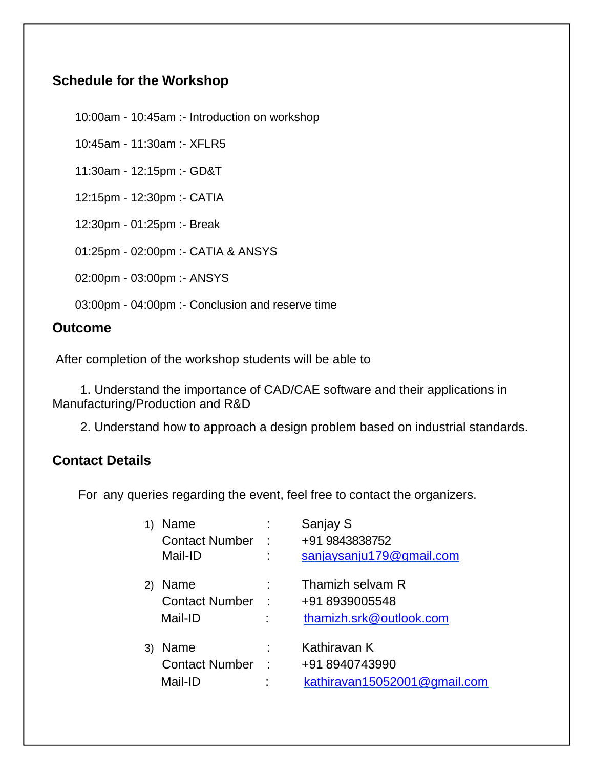## Schedule for the Workshop

10:00am - 10:45am :- Introduction on workshop

10:45am - 11:30am :- XFLR5

11:30am - 12:15pm :- GD&T

12:15pm - 12:30pm :- CATIA

12:30pm - 01:25pm :- Break

01:25pm - 02:00pm :- CATIA & ANSYS

02:00pm - 03:00pm :- ANSYS

03:00pm - 04:00pm :- Conclusion and reserve time

## Outcome

After completion of the workshop students will be able to

1. Understand the importance of CAD/CAE software and their applications in Manufacturing/Production and R&D
2. Understand how to approach a design problem based on industrial standards.

## Contact Details

For any queries regarding the event, feel free to contact the organizers.

1) Name : Sanjay S
   Contact Number : +91 9843838752
   Mail-ID : sanjaysanju179@gmail.com

2) Name : Thamizh selvam R
   Contact Number : +91 8939005548
   Mail-ID : thamizh.srk@outlook.com

3) Name : Kathiravan K
   Contact Number : +91 8940743990
   Mail-ID : kathiravan15052001@gmail.com